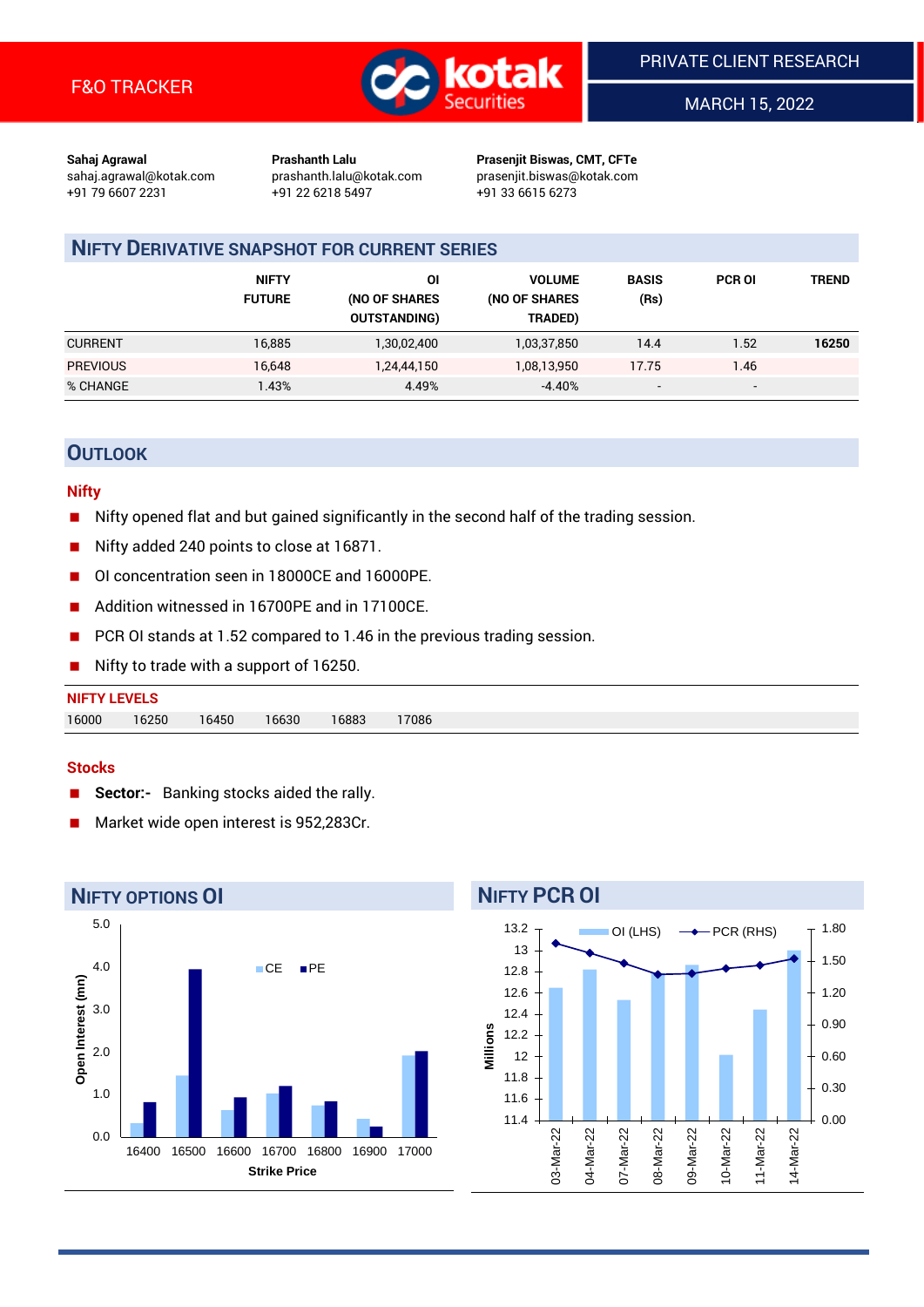F&O TRACKER

PRIVATE CLIENT RESEARCH

MARCH 15, 2022

**Sahaj Agrawal**
sahaj.agrawal@kotak.com
+91 79 6607 2231

**Prashanth Lalu**
prashanth.lalu@kotak.com
+91 22 6218 5497

**Prasenjit Biswas, CMT, CFTe**
prasenjit.biswas@kotak.com
+91 33 6615 6273

## NIFTY DERIVATIVE SNAPSHOT FOR CURRENT SERIES

| | NIFTY FUTURE | OI (NO OF SHARES OUTSTANDING) | VOLUME (NO OF SHARES TRADED) | BASIS (Rs) | PCR OI | TREND |
|---|---|---|---|---|---|---|
| CURRENT | 16,885 | 1,30,02,400 | 1,03,37,850 | 14.4 | 1.52 | **16250** |
| PREVIOUS | 16,648 | 1,24,44,150 | 1,08,13,950 | 17.75 | 1.46 | |
| % CHANGE | 1.43% | 4.49% | -4.40% | - | - | |

## OUTLOOK

### Nifty

- Nifty opened flat and but gained significantly in the second half of the trading session.
- Nifty added 240 points to close at 16871.
- OI concentration seen in 18000CE and 16000PE.
- Addition witnessed in 16700PE and in 17100CE.
- PCR OI stands at 1.52 compared to 1.46 in the previous trading session.
- Nifty to trade with a support of 16250.

**NIFTY LEVELS**

| 16000 | 16250 | 16450 | 16630 | 16883 | 17086 |
|---|---|---|---|---|---|

### Stocks

- **Sector:-** Banking stocks aided the rally.
- Market wide open interest is 952,283Cr.

## NIFTY OPTIONS OI

## NIFTY PCR OI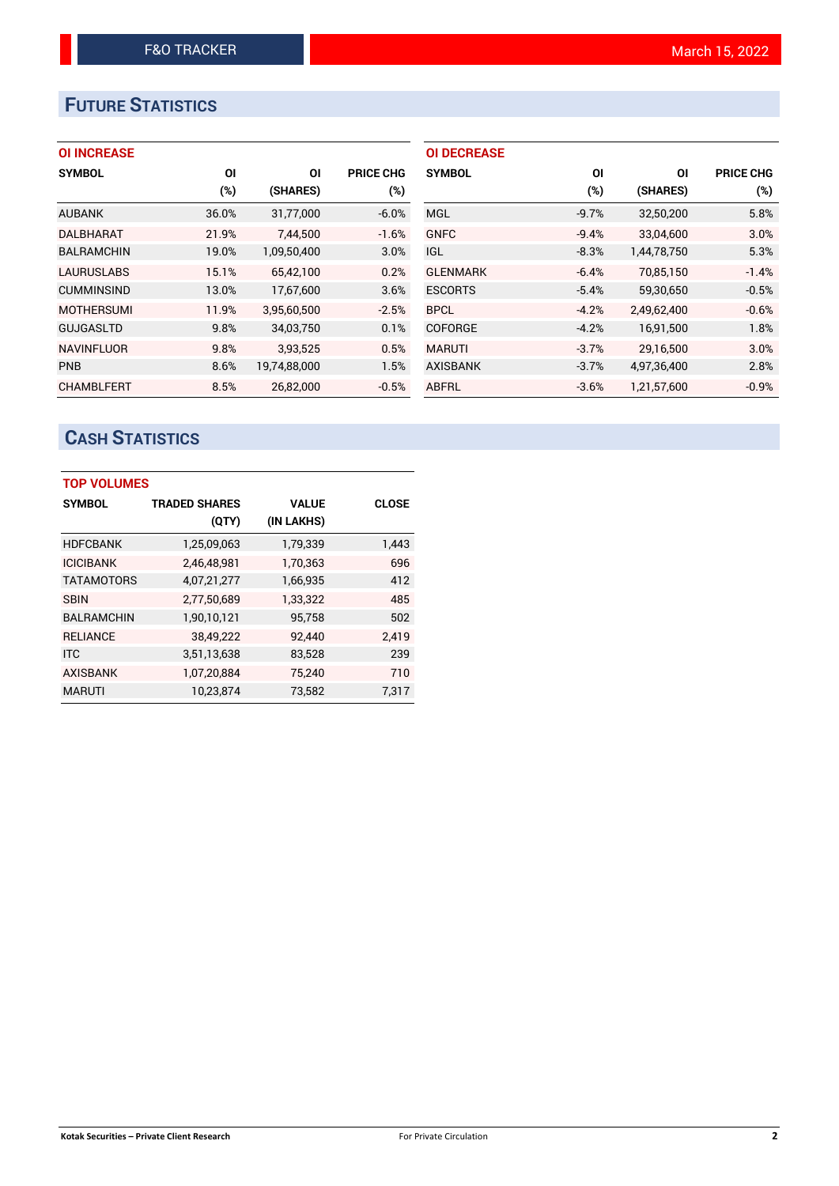# FUTURE STATISTICS

### OI INCREASE

| SYMBOL | OI (%) | OI (SHARES) | PRICE CHG (%) |
|---|---|---|---|
| AUBANK | 36.0% | 31,77,000 | -6.0% |
| DALBHARAT | 21.9% | 7,44,500 | -1.6% |
| BALRAMCHIN | 19.0% | 1,09,50,400 | 3.0% |
| LAURUSLABS | 15.1% | 65,42,100 | 0.2% |
| CUMMINSIND | 13.0% | 17,67,600 | 3.6% |
| MOTHERSUMI | 11.9% | 3,95,60,500 | -2.5% |
| GUJGASLTD | 9.8% | 34,03,750 | 0.1% |
| NAVINFLUOR | 9.8% | 3,93,525 | 0.5% |
| PNB | 8.6% | 19,74,88,000 | 1.5% |
| CHAMBLFERT | 8.5% | 26,82,000 | -0.5% |

### OI DECREASE

| SYMBOL | OI (%) | OI (SHARES) | PRICE CHG (%) |
|---|---|---|---|
| MGL | -9.7% | 32,50,200 | 5.8% |
| GNFC | -9.4% | 33,04,600 | 3.0% |
| IGL | -8.3% | 1,44,78,750 | 5.3% |
| GLENMARK | -6.4% | 70,85,150 | -1.4% |
| ESCORTS | -5.4% | 59,30,650 | -0.5% |
| BPCL | -4.2% | 2,49,62,400 | -0.6% |
| COFORGE | -4.2% | 16,91,500 | 1.8% |
| MARUTI | -3.7% | 29,16,500 | 3.0% |
| AXISBANK | -3.7% | 4,97,36,400 | 2.8% |
| ABFRL | -3.6% | 1,21,57,600 | -0.9% |

# CASH STATISTICS

### TOP VOLUMES

| SYMBOL | TRADED SHARES (QTY) | VALUE (IN LAKHS) | CLOSE |
|---|---|---|---|
| HDFCBANK | 1,25,09,063 | 1,79,339 | 1,443 |
| ICICIBANK | 2,46,48,981 | 1,70,363 | 696 |
| TATAMOTORS | 4,07,21,277 | 1,66,935 | 412 |
| SBIN | 2,77,50,689 | 1,33,322 | 485 |
| BALRAMCHIN | 1,90,10,121 | 95,758 | 502 |
| RELIANCE | 38,49,222 | 92,440 | 2,419 |
| ITC | 3,51,13,638 | 83,528 | 239 |
| AXISBANK | 1,07,20,884 | 75,240 | 710 |
| MARUTI | 10,23,874 | 73,582 | 7,317 |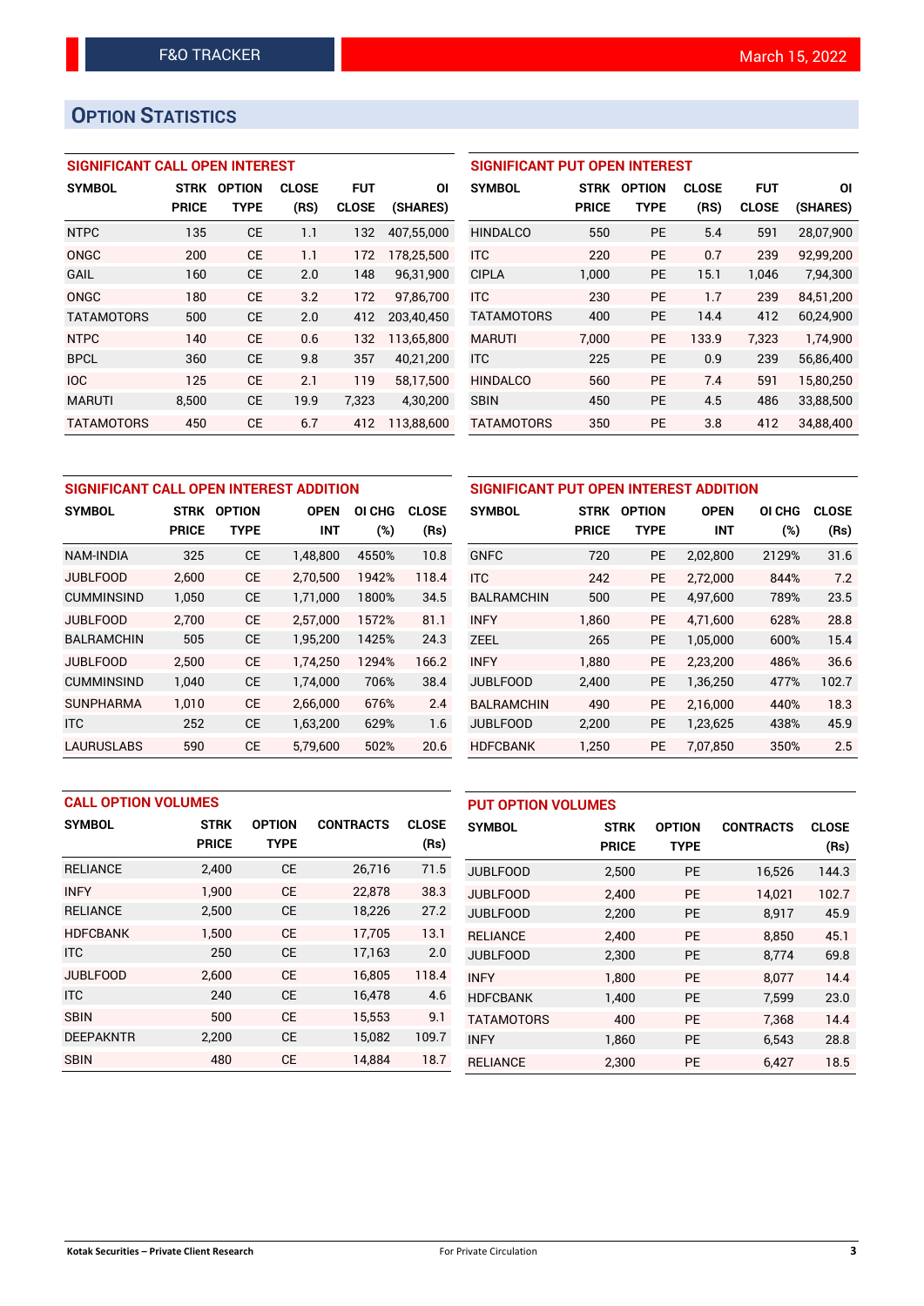F&O TRACKER

March 15, 2022

## Option Statistics

### SIGNIFICANT CALL OPEN INTEREST

| SYMBOL | STRK PRICE | OPTION TYPE | CLOSE (RS) | FUT CLOSE | OI (SHARES) |
|---|---|---|---|---|---|
| NTPC | 135 | CE | 1.1 | 132 | 407,55,000 |
| ONGC | 200 | CE | 1.1 | 172 | 178,25,500 |
| GAIL | 160 | CE | 2.0 | 148 | 96,31,900 |
| ONGC | 180 | CE | 3.2 | 172 | 97,86,700 |
| TATAMOTORS | 500 | CE | 2.0 | 412 | 203,40,450 |
| NTPC | 140 | CE | 0.6 | 132 | 113,65,800 |
| BPCL | 360 | CE | 9.8 | 357 | 40,21,200 |
| IOC | 125 | CE | 2.1 | 119 | 58,17,500 |
| MARUTI | 8,500 | CE | 19.9 | 7,323 | 4,30,200 |
| TATAMOTORS | 450 | CE | 6.7 | 412 | 113,88,600 |

### SIGNIFICANT PUT OPEN INTEREST

| SYMBOL | STRK PRICE | OPTION TYPE | CLOSE (RS) | FUT CLOSE | OI (SHARES) |
|---|---|---|---|---|---|
| HINDALCO | 550 | PE | 5.4 | 591 | 28,07,900 |
| ITC | 220 | PE | 0.7 | 239 | 92,99,200 |
| CIPLA | 1,000 | PE | 15.1 | 1,046 | 7,94,300 |
| ITC | 230 | PE | 1.7 | 239 | 84,51,200 |
| TATAMOTORS | 400 | PE | 14.4 | 412 | 60,24,900 |
| MARUTI | 7,000 | PE | 133.9 | 7,323 | 1,74,900 |
| ITC | 225 | PE | 0.9 | 239 | 56,86,400 |
| HINDALCO | 560 | PE | 7.4 | 591 | 15,80,250 |
| SBIN | 450 | PE | 4.5 | 486 | 33,88,500 |
| TATAMOTORS | 350 | PE | 3.8 | 412 | 34,88,400 |

### SIGNIFICANT CALL OPEN INTEREST ADDITION

| SYMBOL | STRK PRICE | OPTION TYPE | OPEN INT | OI CHG (%) | CLOSE (Rs) |
|---|---|---|---|---|---|
| NAM-INDIA | 325 | CE | 1,48,800 | 4550% | 10.8 |
| JUBLFOOD | 2,600 | CE | 2,70,500 | 1942% | 118.4 |
| CUMMINSIND | 1,050 | CE | 1,71,000 | 1800% | 34.5 |
| JUBLFOOD | 2,700 | CE | 2,57,000 | 1572% | 81.1 |
| BALRAMCHIN | 505 | CE | 1,95,200 | 1425% | 24.3 |
| JUBLFOOD | 2,500 | CE | 1,74,250 | 1294% | 166.2 |
| CUMMINSIND | 1,040 | CE | 1,74,000 | 706% | 38.4 |
| SUNPHARMA | 1,010 | CE | 2,66,000 | 676% | 2.4 |
| ITC | 252 | CE | 1,63,200 | 629% | 1.6 |
| LAURUSLABS | 590 | CE | 5,79,600 | 502% | 20.6 |

### SIGNIFICANT PUT OPEN INTEREST ADDITION

| SYMBOL | STRK PRICE | OPTION TYPE | OPEN INT | OI CHG (%) | CLOSE (Rs) |
|---|---|---|---|---|---|
| GNFC | 720 | PE | 2,02,800 | 2129% | 31.6 |
| ITC | 242 | PE | 2,72,000 | 844% | 7.2 |
| BALRAMCHIN | 500 | PE | 4,97,600 | 789% | 23.5 |
| INFY | 1,860 | PE | 4,71,600 | 628% | 28.8 |
| ZEEL | 265 | PE | 1,05,000 | 600% | 15.4 |
| INFY | 1,880 | PE | 2,23,200 | 486% | 36.6 |
| JUBLFOOD | 2,400 | PE | 1,36,250 | 477% | 102.7 |
| BALRAMCHIN | 490 | PE | 2,16,000 | 440% | 18.3 |
| JUBLFOOD | 2,200 | PE | 1,23,625 | 438% | 45.9 |
| HDFCBANK | 1,250 | PE | 7,07,850 | 350% | 2.5 |

### CALL OPTION VOLUMES

| SYMBOL | STRK PRICE | OPTION TYPE | CONTRACTS | CLOSE (Rs) |
|---|---|---|---|---|
| RELIANCE | 2,400 | CE | 26,716 | 71.5 |
| INFY | 1,900 | CE | 22,878 | 38.3 |
| RELIANCE | 2,500 | CE | 18,226 | 27.2 |
| HDFCBANK | 1,500 | CE | 17,705 | 13.1 |
| ITC | 250 | CE | 17,163 | 2.0 |
| JUBLFOOD | 2,600 | CE | 16,805 | 118.4 |
| ITC | 240 | CE | 16,478 | 4.6 |
| SBIN | 500 | CE | 15,553 | 9.1 |
| DEEPAKNTR | 2,200 | CE | 15,082 | 109.7 |
| SBIN | 480 | CE | 14,884 | 18.7 |

### PUT OPTION VOLUMES

| SYMBOL | STRK PRICE | OPTION TYPE | CONTRACTS | CLOSE (Rs) |
|---|---|---|---|---|
| JUBLFOOD | 2,500 | PE | 16,526 | 144.3 |
| JUBLFOOD | 2,400 | PE | 14,021 | 102.7 |
| JUBLFOOD | 2,200 | PE | 8,917 | 45.9 |
| RELIANCE | 2,400 | PE | 8,850 | 45.1 |
| JUBLFOOD | 2,300 | PE | 8,774 | 69.8 |
| INFY | 1,800 | PE | 8,077 | 14.4 |
| HDFCBANK | 1,400 | PE | 7,599 | 23.0 |
| TATAMOTORS | 400 | PE | 7,368 | 14.4 |
| INFY | 1,860 | PE | 6,543 | 28.8 |
| RELIANCE | 2,300 | PE | 6,427 | 18.5 |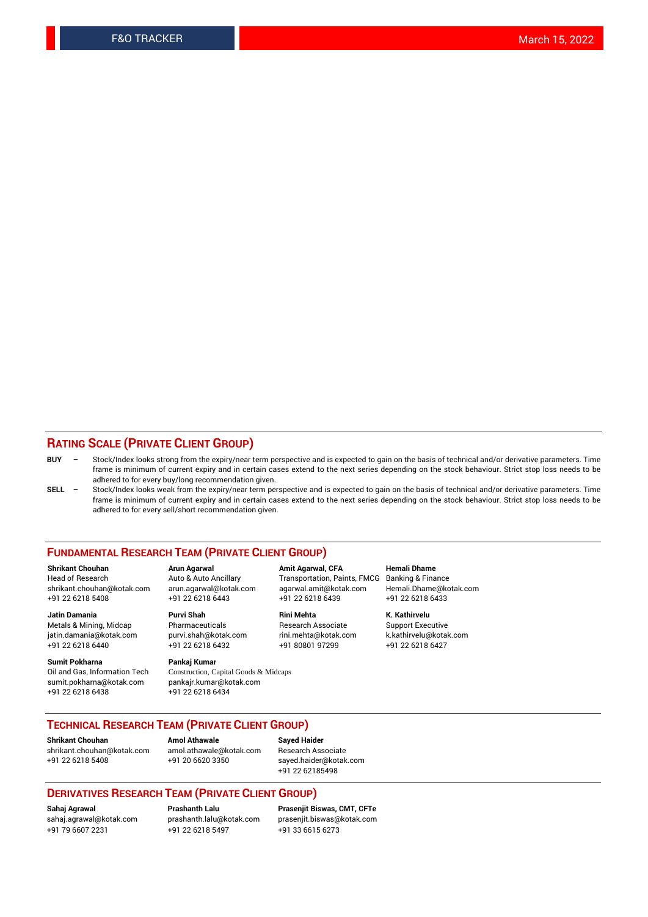## RATING SCALE (PRIVATE CLIENT GROUP)

**BUY** – Stock/Index looks strong from the expiry/near term perspective and is expected to gain on the basis of technical and/or derivative parameters. Time frame is minimum of current expiry and in certain cases extend to the next series depending on the stock behaviour. Strict stop loss needs to be adhered to for every buy/long recommendation given.

**SELL** – Stock/Index looks weak from the expiry/near term perspective and is expected to gain on the basis of technical and/or derivative parameters. Time frame is minimum of current expiry and in certain cases extend to the next series depending on the stock behaviour. Strict stop loss needs to be adhered to for every sell/short recommendation given.

## FUNDAMENTAL RESEARCH TEAM (PRIVATE CLIENT GROUP)

**Shrikant Chouhan**
Head of Research
shrikant.chouhan@kotak.com
+91 22 6218 5408

**Arun Agarwal**
Auto & Auto Ancillary
arun.agarwal@kotak.com
+91 22 6218 6443

**Amit Agarwal, CFA**
Transportation, Paints, FMCG
agarwal.amit@kotak.com
+91 22 6218 6439

**Hemali Dhame**
Banking & Finance
Hemali.Dhame@kotak.com
+91 22 6218 6433

**Jatin Damania**
Metals & Mining, Midcap
jatin.damania@kotak.com
+91 22 6218 6440

**Purvi Shah**
Pharmaceuticals
purvi.shah@kotak.com
+91 22 6218 6432

**Rini Mehta**
Research Associate
rini.mehta@kotak.com
+91 80801 97299

**K. Kathirvelu**
Support Executive
k.kathirvelu@kotak.com
+91 22 6218 6427

**Sumit Pokharna**
Oil and Gas, Information Tech
sumit.pokharna@kotak.com
+91 22 6218 6438

**Pankaj Kumar**
Construction, Capital Goods & Midcaps
pankajr.kumar@kotak.com
+91 22 6218 6434

## TECHNICAL RESEARCH TEAM (PRIVATE CLIENT GROUP)

**Shrikant Chouhan**
shrikant.chouhan@kotak.com
+91 22 6218 5408

**Amol Athawale**
amol.athawale@kotak.com
+91 20 6620 3350

**Sayed Haider**
Research Associate
sayed.haider@kotak.com
+91 22 62185498

## DERIVATIVES RESEARCH TEAM (PRIVATE CLIENT GROUP)

**Sahaj Agrawal**
sahaj.agrawal@kotak.com
+91 79 6607 2231

**Prashanth Lalu**
prashanth.lalu@kotak.com
+91 22 6218 5497

**Prasenjit Biswas, CMT, CFTe**
prasenjit.biswas@kotak.com
+91 33 6615 6273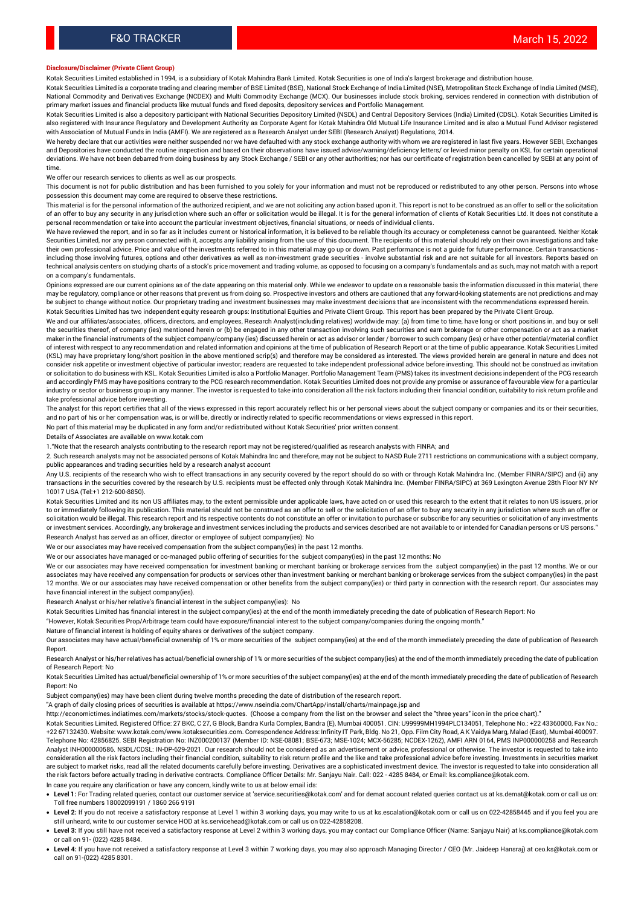**Disclosure/Disclaimer (Private Client Group)**

Kotak Securities Limited established in 1994, is a subsidiary of Kotak Mahindra Bank Limited. Kotak Securities is one of India's largest brokerage and distribution house.

Kotak Securities Limited is a corporate trading and clearing member of BSE Limited (BSE), National Stock Exchange of India Limited (NSE), Metropolitan Stock Exchange of India Limited (MSE), National Commodity and Derivatives Exchange (NCDEX) and Multi Commodity Exchange (MCX). Our businesses include stock broking, services rendered in connection with distribution of primary market issues and financial products like mutual funds and fixed deposits, depository services and Portfolio Management.

Kotak Securities Limited is also a depository participant with National Securities Depository Limited (NSDL) and Central Depository Services (India) Limited (CDSL). Kotak Securities Limited is also registered with Insurance Regulatory and Development Authority as Corporate Agent for Kotak Mahindra Old Mutual Life Insurance Limited and is also a Mutual Fund Advisor registered with Association of Mutual Funds in India (AMFI). We are registered as a Research Analyst under SEBI (Research Analyst) Regulations, 2014.

We hereby declare that our activities were neither suspended nor we have defaulted with any stock exchange authority with whom we are registered in last five years. However SEBI, Exchanges and Depositories have conducted the routine inspection and based on their observations have issued advise/warning/deficiency letters/ or levied minor penalty on KSL for certain operational deviations. We have not been debarred from doing business by any Stock Exchange / SEBI or any other authorities; nor has our certificate of registration been cancelled by SEBI at any point of time.

We offer our research services to clients as well as our prospects.

This document is not for public distribution and has been furnished to you solely for your information and must not be reproduced or redistributed to any other person. Persons into whose possession this document may come are required to observe these restrictions.

This material is for the personal information of the authorized recipient, and we are not soliciting any action based upon it. This report is not to be construed as an offer to sell or the solicitation of an offer to buy any security in any jurisdiction where such an offer or solicitation would be illegal. It is for the general information of clients of Kotak Securities Ltd. It does not constitute a personal recommendation or take into account the particular investment objectives, financial situations, or needs of individual clients.

We have reviewed the report, and in so far as it includes current or historical information, it is believed to be reliable though its accuracy or completeness cannot be guaranteed. Neither Kotak Securities Limited, nor any person connected with it, accepts any liability arising from the use of this document. The recipients of this material should rely on their own investigations and take their own professional advice. Price and value of the investments referred to in this material may go up or down. Past performance is not a guide for future performance. Certain transactions - including those involving futures, options and other derivatives as well as non-investment grade securities - involve substantial risk and are not suitable for all investors. Reports based on technical analysis centers on studying charts of a stock's price movement and trading volume, as opposed to focusing on a company's fundamentals and as such, may not match with a report on a company's fundamentals.

Opinions expressed are our current opinions as of the date appearing on this material only. While we endeavor to update on a reasonable basis the information discussed in this material, there may be regulatory, compliance or other reasons that prevent us from doing so. Prospective investors and others are cautioned that any forward-looking statements are not predictions and may be subject to change without notice. Our proprietary trading and investment businesses may make investment decisions that are inconsistent with the recommendations expressed herein.

Kotak Securities Limited has two independent equity research groups: Institutional Equities and Private Client Group. This report has been prepared by the Private Client Group.

We and our affiliates/associates, officers, directors, and employees, Research Analyst(including relatives) worldwide may: (a) from time to time, have long or short positions in, and buy or sell the securities thereof, of company (ies) mentioned herein or (b) be engaged in any other transaction involving such securities and earn brokerage or other compensation or act as a market maker in the financial instruments of the subject company/company (ies) discussed herein or act as advisor or lender / borrower to such company (ies) or have other potential/material conflict of interest with respect to any recommendation and related information and opinions at the time of publication of Research Report or at the time of public appearance. Kotak Securities Limited (KSL) may have proprietary long/short position in the above mentioned scrip(s) and therefore may be considered as interested. The views provided herein are general in nature and does not consider risk appetite or investment objective of particular investor; readers are requested to take independent professional advice before investing. This should not be construed as invitation or solicitation to do business with KSL. Kotak Securities Limited is also a Portfolio Manager. Portfolio Management Team (PMS) takes its investment decisions independent of the PCG research and accordingly PMS may have positions contrary to the PCG research recommendation. Kotak Securities Limited does not provide any promise or assurance of favourable view for a particular industry or sector or business group in any manner. The investor is requested to take into consideration all the risk factors including their financial condition, suitability to risk return profile and take professional advice before investing.

The analyst for this report certifies that all of the views expressed in this report accurately reflect his or her personal views about the subject company or companies and its or their securities, and no part of his or her compensation was, is or will be, directly or indirectly related to specific recommendations or views expressed in this report.

No part of this material may be duplicated in any form and/or redistributed without Kotak Securities' prior written consent.

Details of Associates are available on www.kotak.com

1."Note that the research analysts contributing to the research report may not be registered/qualified as research analysts with FINRA; and

2. Such research analysts may not be associated persons of Kotak Mahindra Inc and therefore, may not be subject to NASD Rule 2711 restrictions on communications with a subject company, public appearances and trading securities held by a research analyst account

Any U.S. recipients of the research who wish to effect transactions in any security covered by the report should do so with or through Kotak Mahindra Inc. (Member FINRA/SIPC) and (ii) any transactions in the securities covered by the research by U.S. recipients must be effected only through Kotak Mahindra Inc. (Member FINRA/SIPC) at 369 Lexington Avenue 28th Floor NY NY 10017 USA (Tel:+1 212-600-8850).

Kotak Securities Limited and its non US affiliates may, to the extent permissible under applicable laws, have acted on or used this research to the extent that it relates to non US issuers, prior to or immediately following its publication. This material should not be construed as an offer to sell or the solicitation of an offer to buy any security in any jurisdiction where such an offer or solicitation would be illegal. This research report and its respective contents do not constitute an offer or invitation to purchase or subscribe for any securities or solicitation of any investments or investment services. Accordingly, any brokerage and investment services including the products and services described are not available to or intended for Canadian persons or US persons."

Research Analyst has served as an officer, director or employee of subject company(ies): No

We or our associates may have received compensation from the subject company(ies) in the past 12 months.

We or our associates have managed or co-managed public offering of securities for the subject company(ies) in the past 12 months: No

We or our associates may have received compensation for investment banking or merchant banking or brokerage services from the subject company(ies) in the past 12 months. We or our associates may have received any compensation for products or services other than investment banking or merchant banking or brokerage services from the subject company(ies) in the past 12 months. We or our associates may have received compensation or other benefits from the subject company(ies) or third party in connection with the research report. Our associates may have financial interest in the subject company(ies).

Research Analyst or his/her relative's financial interest in the subject company(ies): No

Kotak Securities Limited has financial interest in the subject company(ies) at the end of the month immediately preceding the date of publication of Research Report: No

"However, Kotak Securities Prop/Arbitrage team could have exposure/financial interest to the subject company/companies during the ongoing month."

Nature of financial interest is holding of equity shares or derivatives of the subject company.

Our associates may have actual/beneficial ownership of 1% or more securities of the subject company(ies) at the end of the month immediately preceding the date of publication of Research Report.

Research Analyst or his/her relatives has actual/beneficial ownership of 1% or more securities of the subject company(ies) at the end of the month immediately preceding the date of publication of Research Report: No

Kotak Securities Limited has actual/beneficial ownership of 1% or more securities of the subject company(ies) at the end of the month immediately preceding the date of publication of Research Report: No

Subject company(ies) may have been client during twelve months preceding the date of distribution of the research report.

"A graph of daily closing prices of securities is available at https://www.nseindia.com/ChartApp/install/charts/mainpage.jsp and

http://economictimes.indiatimes.com/markets/stocks/stock-quotes. (Choose a company from the list on the browser and select the "three years" icon in the price chart)."

Kotak Securities Limited. Registered Office: 27 BKC, C 27, G Block, Bandra Kurla Complex, Bandra (E), Mumbai 400051. CIN: U99999MH1994PLC134051, Telephone No.: +22 43360000, Fax No.: +22 67132430. Website: www.kotak.com/www.kotaksecurities.com. Correspondence Address: Infinity IT Park, Bldg. No 21, Opp. Film City Road, A K Vaidya Marg, Malad (East), Mumbai 400097. Telephone No: 42856825. SEBI Registration No: INZ000200137 (Member ID: NSE-08081; BSE-673; MSE-1024; MCX-56285; NCDEX-1262), AMFI ARN 0164, PMS INP000000258 and Research Analyst INH000000586. NSDL/CDSL: IN-DP-629-2021. Our research should not be considered as an advertisement or advice, professional or otherwise. The investor is requested to take into consideration all the risk factors including their financial condition, suitability to risk return profile and the like and take professional advice before investing. Investments in securities market are subject to market risks, read all the related documents carefully before investing. Derivatives are a sophisticated investment device. The investor is requested to take into consideration all the risk factors before actually trading in derivative contracts. Compliance Officer Details: Mr. Sanjayu Nair. Call: 022 - 4285 8484, or Email: ks.compliance@kotak.com.

In case you require any clarification or have any concern, kindly write to us at below email ids:

- **Level 1:** For Trading related queries, contact our customer service at 'service.securities@kotak.com' and for demat account related queries contact us at ks.demat@kotak.com or call us on: Toll free numbers 18002099191 / 1860 266 9191
- **Level 2:** If you do not receive a satisfactory response at Level 1 within 3 working days, you may write to us at ks.escalation@kotak.com or call us on 022-42858445 and if you feel you are still unheard, write to our customer service HOD at ks.servicehead@kotak.com or call us on 022-42858208.
- **Level 3:** If you still have not received a satisfactory response at Level 2 within 3 working days, you may contact our Compliance Officer (Name: Sanjayu Nair) at ks.compliance@kotak.com or call on 91- (022) 4285 8484.
- **Level 4:** If you have not received a satisfactory response at Level 3 within 7 working days, you may also approach Managing Director / CEO (Mr. Jaideep Hansraj) at ceo.ks@kotak.com or call on 91-(022) 4285 8301.